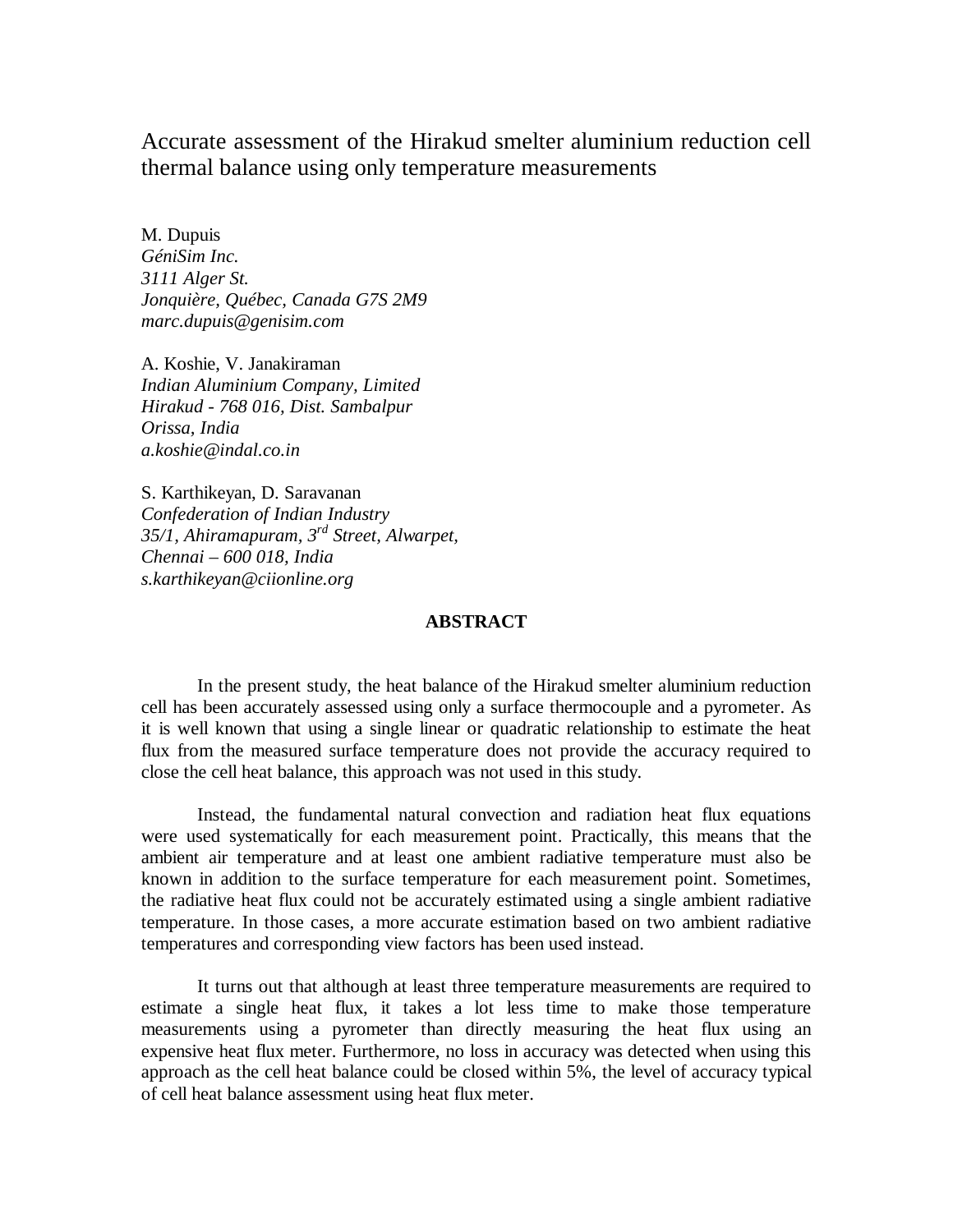# Accurate assessment of the Hirakud smelter aluminium reduction cell thermal balance using only temperature measurements

M. Dupuis
*GéniSim Inc.*
*3111 Alger St.*
*Jonquière, Québec, Canada G7S 2M9*
*marc.dupuis@genisim.com*

A. Koshie, V. Janakiraman
*Indian Aluminium Company, Limited*
*Hirakud - 768 016, Dist. Sambalpur*
*Orissa, India*
*a.koshie@indal.co.in*

S. Karthikeyan, D. Saravanan
*Confederation of Indian Industry*
*35/1, Ahiramapuram, 3rd Street, Alwarpet,*
*Chennai – 600 018, India*
*s.karthikeyan@ciionline.org*

## ABSTRACT

In the present study, the heat balance of the Hirakud smelter aluminium reduction cell has been accurately assessed using only a surface thermocouple and a pyrometer. As it is well known that using a single linear or quadratic relationship to estimate the heat flux from the measured surface temperature does not provide the accuracy required to close the cell heat balance, this approach was not used in this study.

Instead, the fundamental natural convection and radiation heat flux equations were used systematically for each measurement point. Practically, this means that the ambient air temperature and at least one ambient radiative temperature must also be known in addition to the surface temperature for each measurement point. Sometimes, the radiative heat flux could not be accurately estimated using a single ambient radiative temperature. In those cases, a more accurate estimation based on two ambient radiative temperatures and corresponding view factors has been used instead.

It turns out that although at least three temperature measurements are required to estimate a single heat flux, it takes a lot less time to make those temperature measurements using a pyrometer than directly measuring the heat flux using an expensive heat flux meter. Furthermore, no loss in accuracy was detected when using this approach as the cell heat balance could be closed within 5%, the level of accuracy typical of cell heat balance assessment using heat flux meter.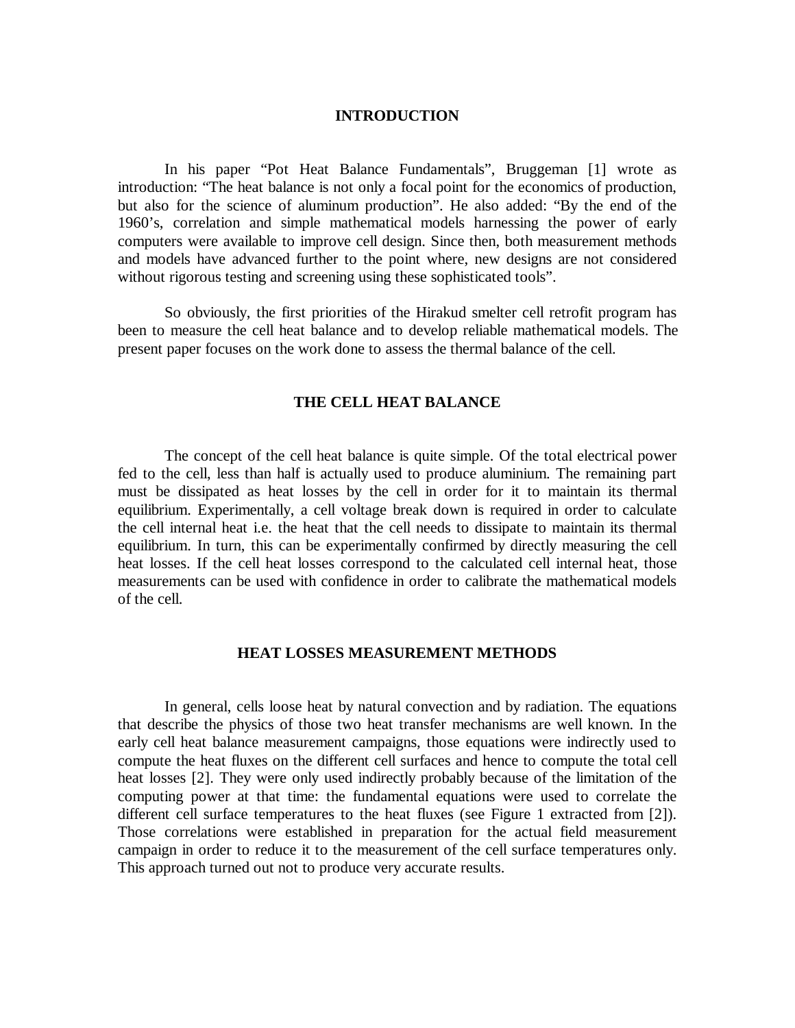## INTRODUCTION

In his paper "Pot Heat Balance Fundamentals", Bruggeman [1] wrote as introduction: "The heat balance is not only a focal point for the economics of production, but also for the science of aluminum production". He also added: "By the end of the 1960's, correlation and simple mathematical models harnessing the power of early computers were available to improve cell design. Since then, both measurement methods and models have advanced further to the point where, new designs are not considered without rigorous testing and screening using these sophisticated tools".

So obviously, the first priorities of the Hirakud smelter cell retrofit program has been to measure the cell heat balance and to develop reliable mathematical models. The present paper focuses on the work done to assess the thermal balance of the cell.

## THE CELL HEAT BALANCE

The concept of the cell heat balance is quite simple. Of the total electrical power fed to the cell, less than half is actually used to produce aluminium. The remaining part must be dissipated as heat losses by the cell in order for it to maintain its thermal equilibrium. Experimentally, a cell voltage break down is required in order to calculate the cell internal heat i.e. the heat that the cell needs to dissipate to maintain its thermal equilibrium. In turn, this can be experimentally confirmed by directly measuring the cell heat losses. If the cell heat losses correspond to the calculated cell internal heat, those measurements can be used with confidence in order to calibrate the mathematical models of the cell.

## HEAT LOSSES MEASUREMENT METHODS

In general, cells loose heat by natural convection and by radiation. The equations that describe the physics of those two heat transfer mechanisms are well known. In the early cell heat balance measurement campaigns, those equations were indirectly used to compute the heat fluxes on the different cell surfaces and hence to compute the total cell heat losses [2]. They were only used indirectly probably because of the limitation of the computing power at that time: the fundamental equations were used to correlate the different cell surface temperatures to the heat fluxes (see Figure 1 extracted from [2]). Those correlations were established in preparation for the actual field measurement campaign in order to reduce it to the measurement of the cell surface temperatures only. This approach turned out not to produce very accurate results.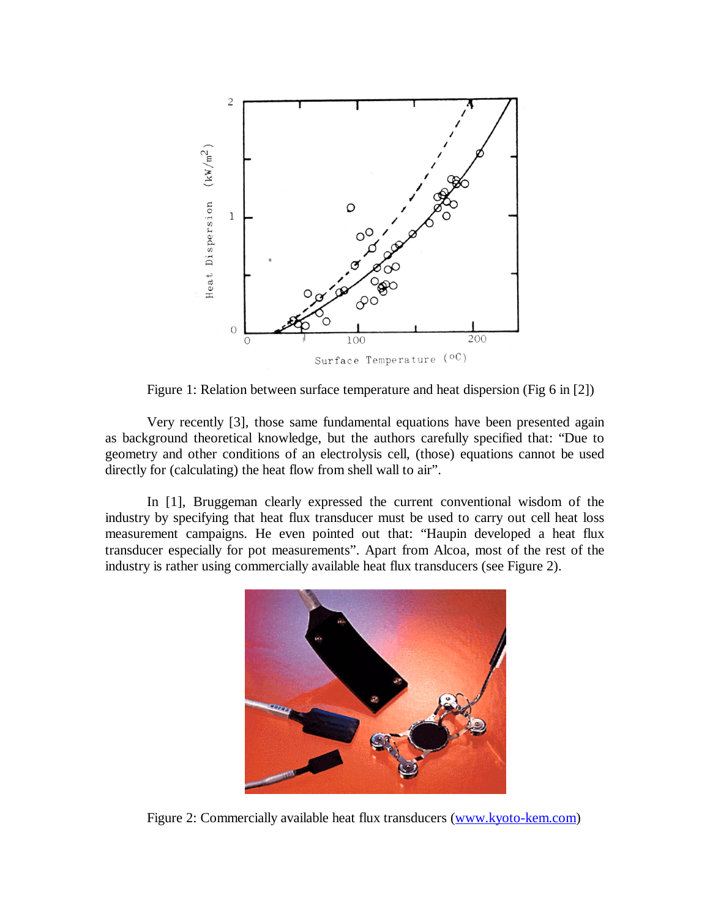Figure 1: Relation between surface temperature and heat dispersion (Fig 6 in [2])

Very recently [3], those same fundamental equations have been presented again as background theoretical knowledge, but the authors carefully specified that: "Due to geometry and other conditions of an electrolysis cell, (those) equations cannot be used directly for (calculating) the heat flow from shell wall to air".

In [1], Bruggeman clearly expressed the current conventional wisdom of the industry by specifying that heat flux transducer must be used to carry out cell heat loss measurement campaigns. He even pointed out that: "Haupin developed a heat flux transducer especially for pot measurements". Apart from Alcoa, most of the rest of the industry is rather using commercially available heat flux transducers (see Figure 2).

Figure 2: Commercially available heat flux transducers (www.kyoto-kem.com)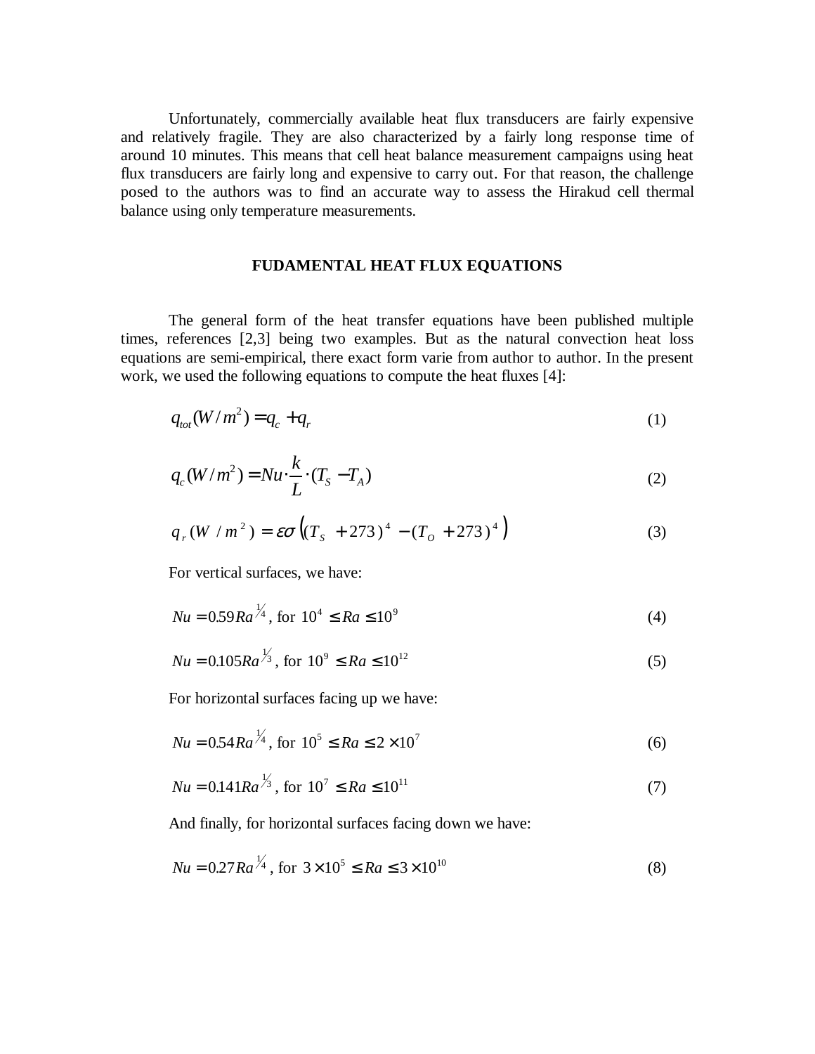Unfortunately, commercially available heat flux transducers are fairly expensive and relatively fragile. They are also characterized by a fairly long response time of around 10 minutes. This means that cell heat balance measurement campaigns using heat flux transducers are fairly long and expensive to carry out. For that reason, the challenge posed to the authors was to find an accurate way to assess the Hirakud cell thermal balance using only temperature measurements.

## FUDAMENTAL HEAT FLUX EQUATIONS

The general form of the heat transfer equations have been published multiple times, references [2,3] being two examples. But as the natural convection heat loss equations are semi-empirical, there exact form varie from author to author. In the present work, we used the following equations to compute the heat fluxes [4]:

$$q_{tot}(W/m^2) = q_c + q_r \tag{1}$$

$$q_c(W/m^2) = Nu \cdot \frac{k}{L} \cdot (T_S - T_A) \tag{2}$$

$$q_r(W/m^2) = \varepsilon\sigma\left((T_S + 273)^4 - (T_O + 273)^4\right) \tag{3}$$

For vertical surfaces, we have:

$$Nu = 0.59 Ra^{1/4}, \text{ for } 10^4 \leq Ra \leq 10^9 \tag{4}$$

$$Nu = 0.105 Ra^{1/3}, \text{ for } 10^9 \leq Ra \leq 10^{12} \tag{5}$$

For horizontal surfaces facing up we have:

$$Nu = 0.54 Ra^{1/4}, \text{ for } 10^5 \leq Ra \leq 2 \times 10^7 \tag{6}$$

$$Nu = 0.141 Ra^{1/3}, \text{ for } 10^7 \leq Ra \leq 10^{11} \tag{7}$$

And finally, for horizontal surfaces facing down we have:

$$Nu = 0.27 Ra^{1/4}, \text{ for } 3 \times 10^5 \leq Ra \leq 3 \times 10^{10} \tag{8}$$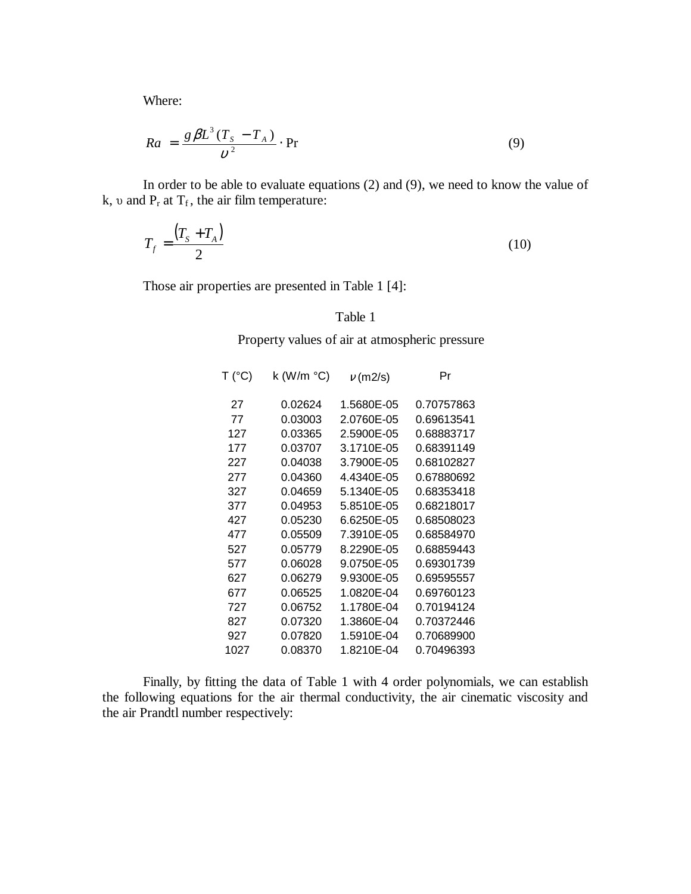Where:

$$Ra = \frac{g \beta L^3 (T_S - T_A)}{\upsilon^2} \cdot \Pr \tag{9}$$

In order to be able to evaluate equations (2) and (9), we need to know the value of k, $\upsilon$ and $P_r$ at $T_f$, the air film temperature:

$$T_f = \frac{(T_S + T_A)}{2} \tag{10}$$

Those air properties are presented in Table 1 [4]:

Table 1

Property values of air at atmospheric pressure

| T (°C) | k (W/m °C) | $\nu$ (m2/s) | Pr |
|---|---|---|---|
| 27 | 0.02624 | 1.5680E-05 | 0.70757863 |
| 77 | 0.03003 | 2.0760E-05 | 0.69613541 |
| 127 | 0.03365 | 2.5900E-05 | 0.68883717 |
| 177 | 0.03707 | 3.1710E-05 | 0.68391149 |
| 227 | 0.04038 | 3.7900E-05 | 0.68102827 |
| 277 | 0.04360 | 4.4340E-05 | 0.67880692 |
| 327 | 0.04659 | 5.1340E-05 | 0.68353418 |
| 377 | 0.04953 | 5.8510E-05 | 0.68218017 |
| 427 | 0.05230 | 6.6250E-05 | 0.68508023 |
| 477 | 0.05509 | 7.3910E-05 | 0.68584970 |
| 527 | 0.05779 | 8.2290E-05 | 0.68859443 |
| 577 | 0.06028 | 9.0750E-05 | 0.69301739 |
| 627 | 0.06279 | 9.9300E-05 | 0.69595557 |
| 677 | 0.06525 | 1.0820E-04 | 0.69760123 |
| 727 | 0.06752 | 1.1780E-04 | 0.70194124 |
| 827 | 0.07320 | 1.3860E-04 | 0.70372446 |
| 927 | 0.07820 | 1.5910E-04 | 0.70689900 |
| 1027 | 0.08370 | 1.8210E-04 | 0.70496393 |

Finally, by fitting the data of Table 1 with 4 order polynomials, we can establish the following equations for the air thermal conductivity, the air cinematic viscosity and the air Prandtl number respectively: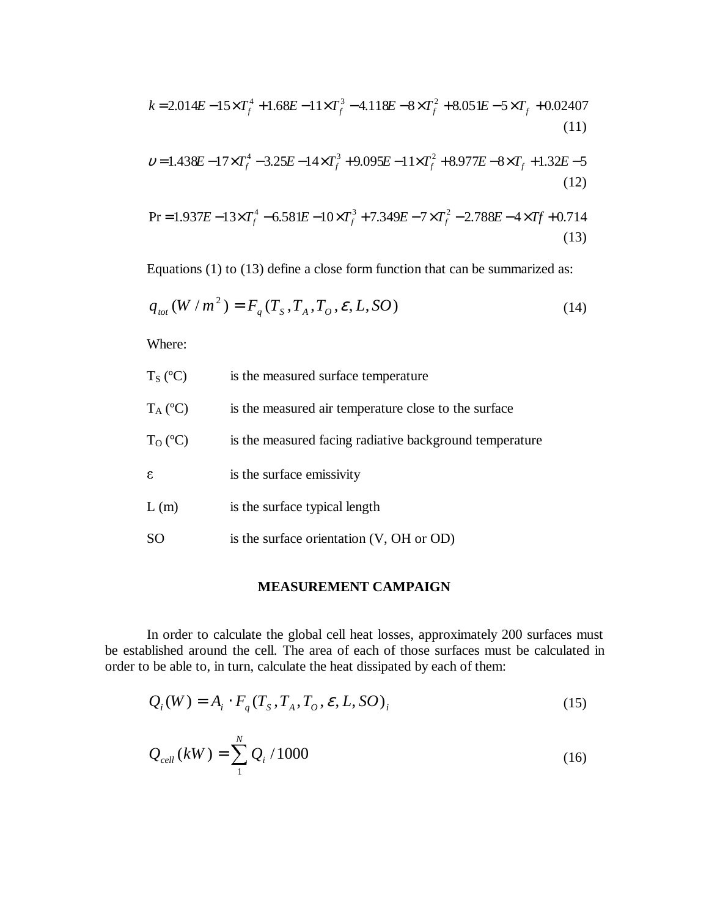$$k = 2.014E-15 \times T_f^4 + 1.68E-11 \times T_f^3 - 4.118E-8 \times T_f^2 + 8.051E-5 \times T_f + 0.02407 \tag{11}$$

$$\upsilon = 1.438E-17 \times T_f^4 - 3.25E-14 \times T_f^3 + 9.095E-11 \times T_f^2 + 8.977E-8 \times T_f + 1.32E-5 \tag{12}$$

$$\Pr = 1.937E-13 \times T_f^4 - 6.581E-10 \times T_f^3 + 7.349E-7 \times T_f^2 - 2.788E-4 \times Tf + 0.714 \tag{13}$$

Equations (1) to (13) define a close form function that can be summarized as:

$$q_{tot}(W/m^2) = F_q(T_S, T_A, T_O, \varepsilon, L, SO) \tag{14}$$

Where:

| | |
|---|---|
| $T_S$ (ºC) | is the measured surface temperature |
| $T_A$ (ºC) | is the measured air temperature close to the surface |
| $T_O$ (ºC) | is the measured facing radiative background temperature |
| $\varepsilon$ | is the surface emissivity |
| L (m) | is the surface typical length |
| SO | is the surface orientation (V, OH or OD) |

## MEASUREMENT CAMPAIGN

In order to calculate the global cell heat losses, approximately 200 surfaces must be established around the cell. The area of each of those surfaces must be calculated in order to be able to, in turn, calculate the heat dissipated by each of them:

$$Q_i(W) = A_i \cdot F_q(T_S, T_A, T_O, \varepsilon, L, SO)_i \tag{15}$$

$$Q_{cell}(kW) = \sum_{1}^{N} Q_i / 1000 \tag{16}$$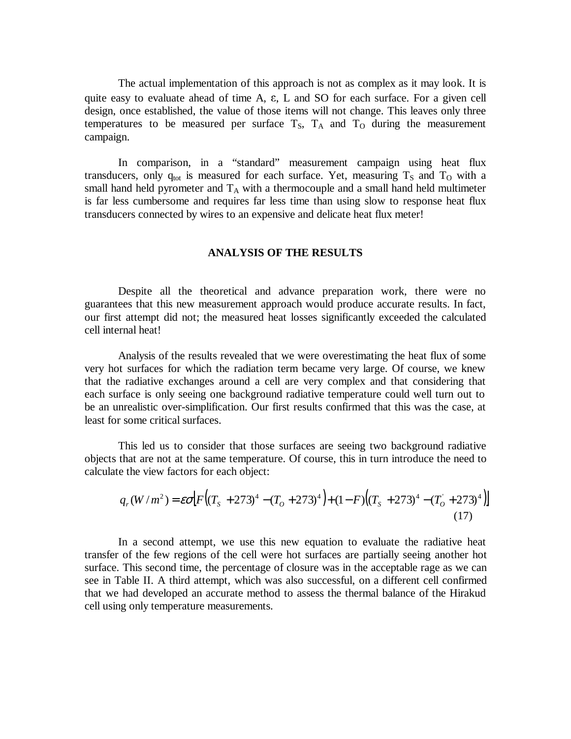The actual implementation of this approach is not as complex as it may look. It is quite easy to evaluate ahead of time A, ε, L and SO for each surface. For a given cell design, once established, the value of those items will not change. This leaves only three temperatures to be measured per surface $T_S$, $T_A$ and $T_O$ during the measurement campaign.

In comparison, in a "standard" measurement campaign using heat flux transducers, only $q_{tot}$ is measured for each surface. Yet, measuring $T_S$ and $T_O$ with a small hand held pyrometer and $T_A$ with a thermocouple and a small hand held multimeter is far less cumbersome and requires far less time than using slow to response heat flux transducers connected by wires to an expensive and delicate heat flux meter!

## ANALYSIS OF THE RESULTS

Despite all the theoretical and advance preparation work, there were no guarantees that this new measurement approach would produce accurate results. In fact, our first attempt did not; the measured heat losses significantly exceeded the calculated cell internal heat!

Analysis of the results revealed that we were overestimating the heat flux of some very hot surfaces for which the radiation term became very large. Of course, we knew that the radiative exchanges around a cell are very complex and that considering that each surface is only seeing one background radiative temperature could well turn out to be an unrealistic over-simplification. Our first results confirmed that this was the case, at least for some critical surfaces.

This led us to consider that those surfaces are seeing two background radiative objects that are not at the same temperature. Of course, this in turn introduce the need to calculate the view factors for each object:

$$q_r(W/m^2) = \varepsilon\sigma\left[F\left((T_S + 273)^4 - (T_O + 273)^4\right) + (1-F)\left((T_S + 273)^4 - (T_O^{'} + 273)^4\right)\right] \quad (17)$$

In a second attempt, we use this new equation to evaluate the radiative heat transfer of the few regions of the cell were hot surfaces are partially seeing another hot surface. This second time, the percentage of closure was in the acceptable rage as we can see in Table II. A third attempt, which was also successful, on a different cell confirmed that we had developed an accurate method to assess the thermal balance of the Hirakud cell using only temperature measurements.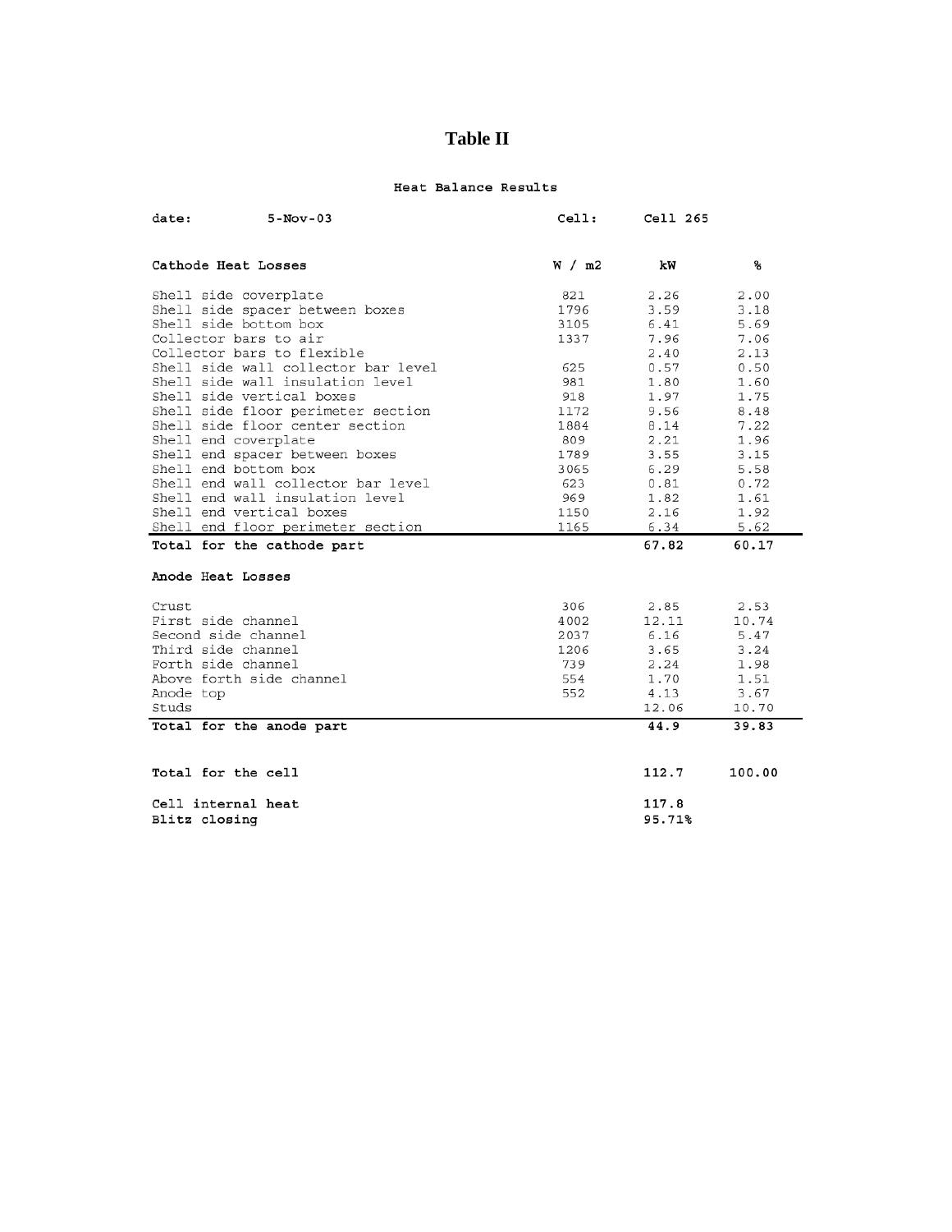# Table II

Heat Balance Results

| date: | 5-Nov-03 | Cell: | Cell 265 | |
|---|---|---|---|---|

| Cathode Heat Losses | W / m2 | kW | % |
|---|---|---|---|
| Shell side coverplate | 821 | 2.26 | 2.00 |
| Shell side spacer between boxes | 1796 | 3.59 | 3.18 |
| Shell side bottom box | 3105 | 6.41 | 5.69 |
| Collector bars to air | 1337 | 7.96 | 7.06 |
| Collector bars to flexible | | 2.40 | 2.13 |
| Shell side wall collector bar level | 625 | 0.57 | 0.50 |
| Shell side wall insulation level | 981 | 1.80 | 1.60 |
| Shell side vertical boxes | 918 | 1.97 | 1.75 |
| Shell side floor perimeter section | 1172 | 9.56 | 8.48 |
| Shell side floor center section | 1884 | 8.14 | 7.22 |
| Shell end coverplate | 809 | 2.21 | 1.96 |
| Shell end spacer between boxes | 1789 | 3.55 | 3.15 |
| Shell end bottom box | 3065 | 6.29 | 5.58 |
| Shell end wall collector bar level | 623 | 0.81 | 0.72 |
| Shell end wall insulation level | 969 | 1.82 | 1.61 |
| Shell end vertical boxes | 1150 | 2.16 | 1.92 |
| Shell end floor perimeter section | 1165 | 6.34 | 5.62 |
| **Total for the cathode part** | | **67.82** | **60.17** |
| **Anode Heat Losses** | | | |
| Crust | 306 | 2.85 | 2.53 |
| First side channel | 4002 | 12.11 | 10.74 |
| Second side channel | 2037 | 6.16 | 5.47 |
| Third side channel | 1206 | 3.65 | 3.24 |
| Forth side channel | 739 | 2.24 | 1.98 |
| Above forth side channel | 554 | 1.70 | 1.51 |
| Anode top | 552 | 4.13 | 3.67 |
| Studs | | 12.06 | 10.70 |
| **Total for the anode part** | | **44.9** | **39.83** |
| **Total for the cell** | | **112.7** | **100.00** |
| **Cell internal heat** | | **117.8** | |
| **Blitz closing** | | **95.71%** | |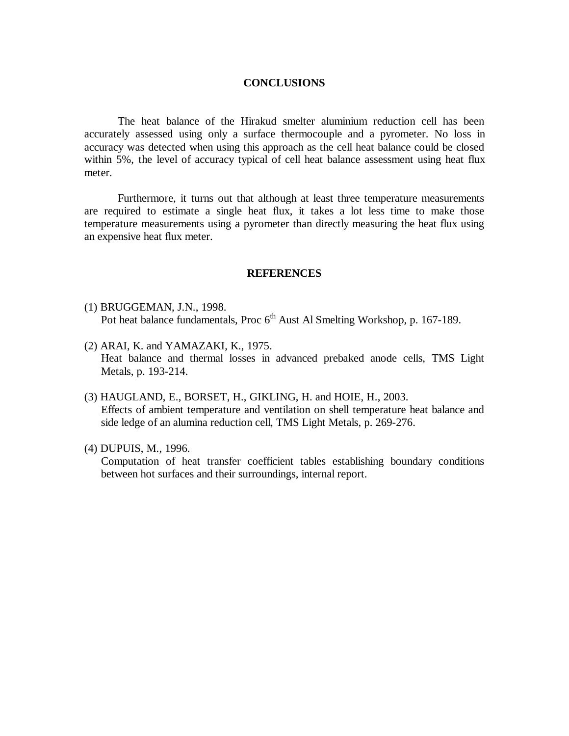## CONCLUSIONS

The heat balance of the Hirakud smelter aluminium reduction cell has been accurately assessed using only a surface thermocouple and a pyrometer. No loss in accuracy was detected when using this approach as the cell heat balance could be closed within 5%, the level of accuracy typical of cell heat balance assessment using heat flux meter.

Furthermore, it turns out that although at least three temperature measurements are required to estimate a single heat flux, it takes a lot less time to make those temperature measurements using a pyrometer than directly measuring the heat flux using an expensive heat flux meter.

## REFERENCES

(1) BRUGGEMAN, J.N., 1998.
Pot heat balance fundamentals, Proc 6th Aust Al Smelting Workshop, p. 167-189.

(2) ARAI, K. and YAMAZAKI, K., 1975.
Heat balance and thermal losses in advanced prebaked anode cells, TMS Light Metals, p. 193-214.

(3) HAUGLAND, E., BORSET, H., GIKLING, H. and HOIE, H., 2003.
Effects of ambient temperature and ventilation on shell temperature heat balance and side ledge of an alumina reduction cell, TMS Light Metals, p. 269-276.

(4) DUPUIS, M., 1996.
Computation of heat transfer coefficient tables establishing boundary conditions between hot surfaces and their surroundings, internal report.